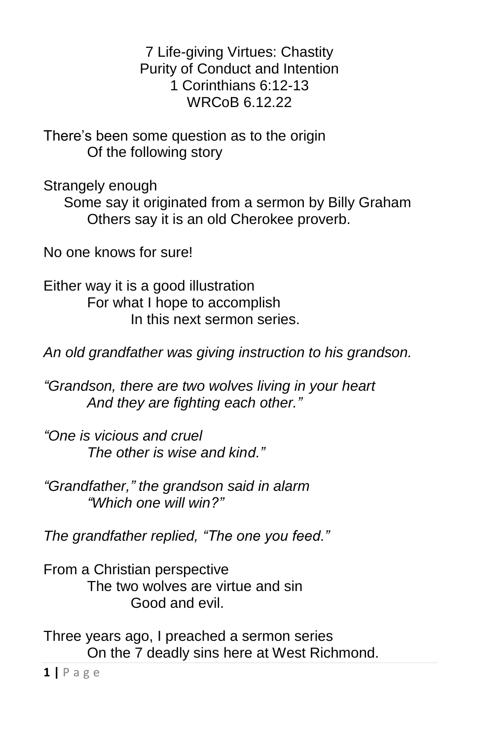# 7 Life-giving Virtues: Chastity
## Purity of Conduct and Intention
### 1 Corinthians 6:12-13
### WRCoB 6.12.22

There's been some question as to the origin
Of the following story

Strangely enough
Some say it originated from a sermon by Billy Graham
Others say it is an old Cherokee proverb.

No one knows for sure!

Either way it is a good illustration
For what I hope to accomplish
In this next sermon series.

*An old grandfather was giving instruction to his grandson.*

*"Grandson, there are two wolves living in your heart*
*And they are fighting each other."*

*"One is vicious and cruel*
*The other is wise and kind."*

*"Grandfather," the grandson said in alarm*
*"Which one will win?"*

*The grandfather replied, "The one you feed."*

From a Christian perspective
The two wolves are virtue and sin
Good and evil.

Three years ago, I preached a sermon series
On the 7 deadly sins here at West Richmond.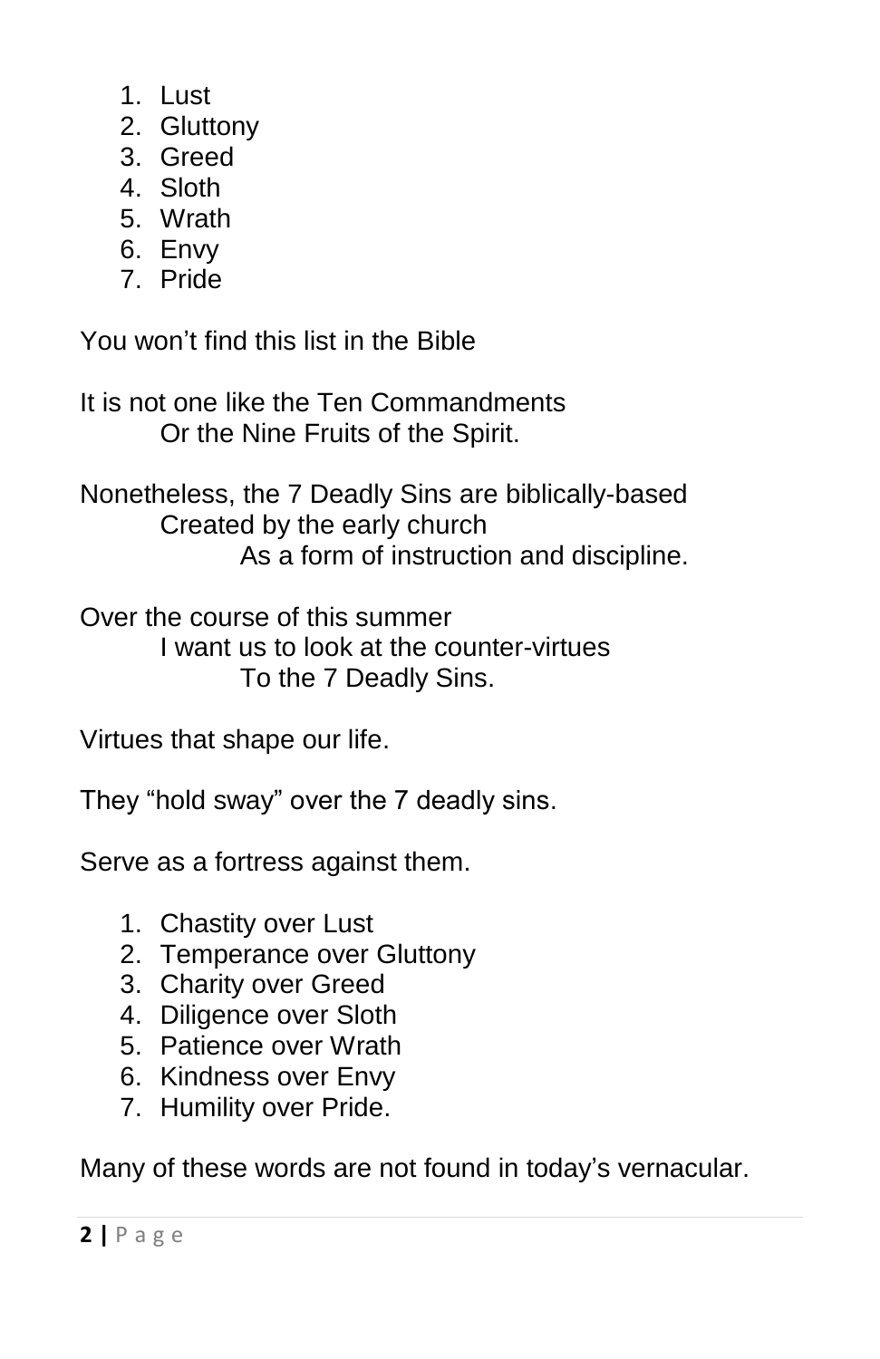1. Lust
2. Gluttony
3. Greed
4. Sloth
5. Wrath
6. Envy
7. Pride

You won't find this list in the Bible

It is not one like the Ten Commandments
Or the Nine Fruits of the Spirit.

Nonetheless, the 7 Deadly Sins are biblically-based
Created by the early church
As a form of instruction and discipline.

Over the course of this summer
I want us to look at the counter-virtues
To the 7 Deadly Sins.

Virtues that shape our life.

They "hold sway" over the 7 deadly sins.

Serve as a fortress against them.

1. Chastity over Lust
2. Temperance over Gluttony
3. Charity over Greed
4. Diligence over Sloth
5. Patience over Wrath
6. Kindness over Envy
7. Humility over Pride.

Many of these words are not found in today's vernacular.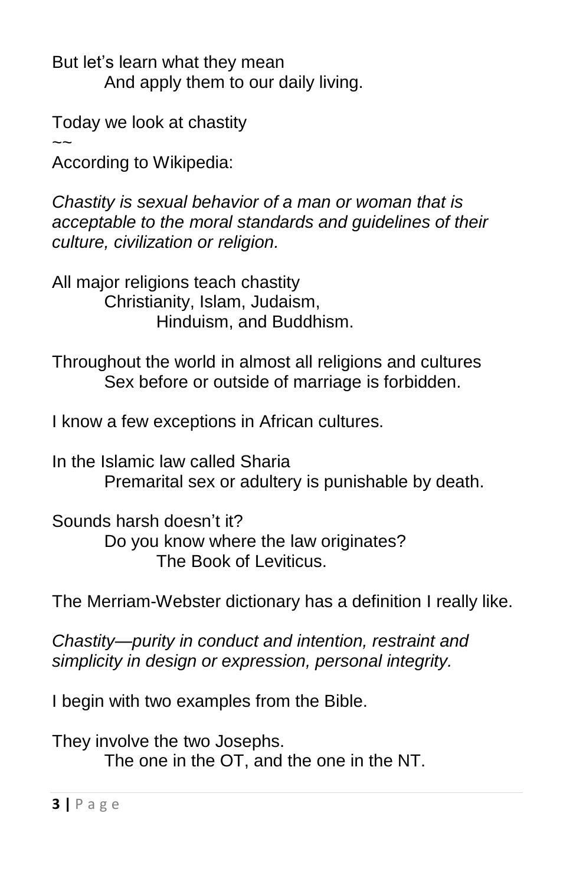But let's learn what they mean
And apply them to our daily living.

Today we look at chastity
~~
According to Wikipedia:

*Chastity is sexual behavior of a man or woman that is acceptable to the moral standards and guidelines of their culture, civilization or religion.*

All major religions teach chastity
Christianity, Islam, Judaism,
Hinduism, and Buddhism.

Throughout the world in almost all religions and cultures
Sex before or outside of marriage is forbidden.

I know a few exceptions in African cultures.

In the Islamic law called Sharia
Premarital sex or adultery is punishable by death.

Sounds harsh doesn't it?
Do you know where the law originates?
The Book of Leviticus.

The Merriam-Webster dictionary has a definition I really like.

*Chastity—purity in conduct and intention, restraint and simplicity in design or expression, personal integrity.*

I begin with two examples from the Bible.

They involve the two Josephs.
The one in the OT, and the one in the NT.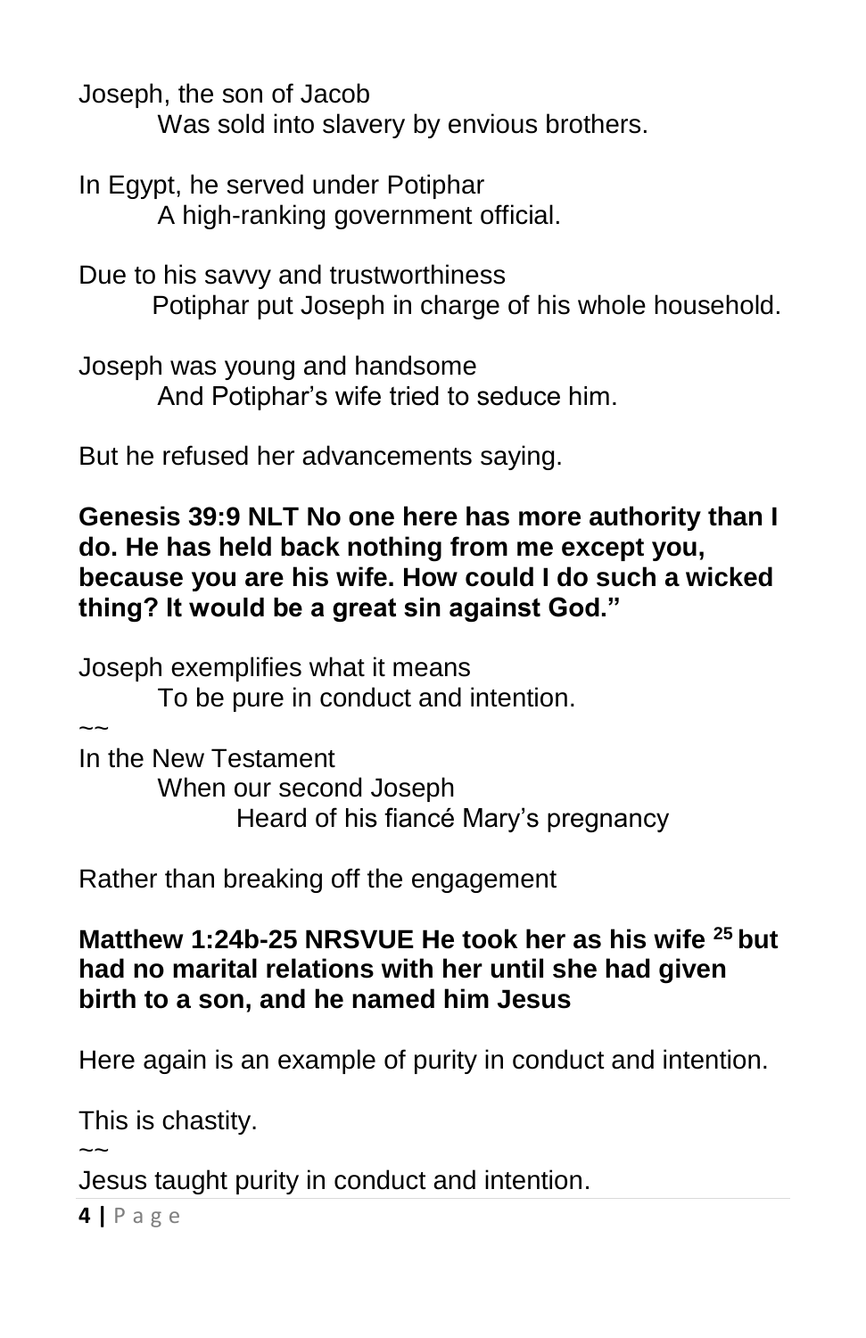Joseph, the son of Jacob
Was sold into slavery by envious brothers.

In Egypt, he served under Potiphar
A high-ranking government official.

Due to his savvy and trustworthiness
Potiphar put Joseph in charge of his whole household.

Joseph was young and handsome
And Potiphar's wife tried to seduce him.

But he refused her advancements saying.

**Genesis 39:9 NLT No one here has more authority than I do. He has held back nothing from me except you, because you are his wife. How could I do such a wicked thing? It would be a great sin against God."**

Joseph exemplifies what it means
To be pure in conduct and intention.

~~

In the New Testament
When our second Joseph
Heard of his fiancé Mary's pregnancy

Rather than breaking off the engagement

**Matthew 1:24b-25 NRSVUE He took her as his wife [25] but had no marital relations with her until she had given birth to a son, and he named him Jesus**

Here again is an example of purity in conduct and intention.

This is chastity.

~~

Jesus taught purity in conduct and intention.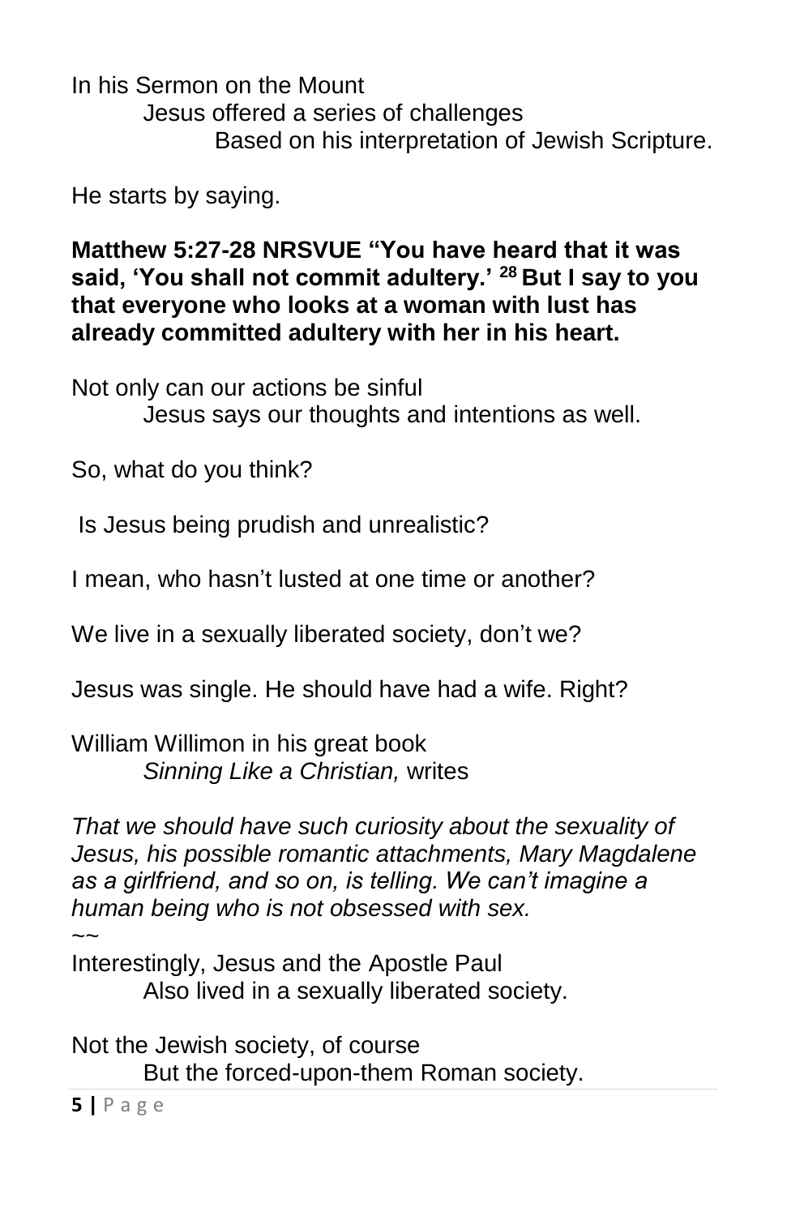In his Sermon on the Mount
Jesus offered a series of challenges
Based on his interpretation of Jewish Scripture.

He starts by saying.

**Matthew 5:27-28 NRSVUE "You have heard that it was said, 'You shall not commit adultery.' [28] But I say to you that everyone who looks at a woman with lust has already committed adultery with her in his heart.**

Not only can our actions be sinful
Jesus says our thoughts and intentions as well.

So, what do you think?

Is Jesus being prudish and unrealistic?

I mean, who hasn't lusted at one time or another?

We live in a sexually liberated society, don't we?

Jesus was single. He should have had a wife. Right?

William Willimon in his great book
*Sinning Like a Christian,* writes

*That we should have such curiosity about the sexuality of Jesus, his possible romantic attachments, Mary Magdalene as a girlfriend, and so on, is telling. We can't imagine a human being who is not obsessed with sex.*

~~

Interestingly, Jesus and the Apostle Paul
Also lived in a sexually liberated society.

Not the Jewish society, of course
But the forced-upon-them Roman society.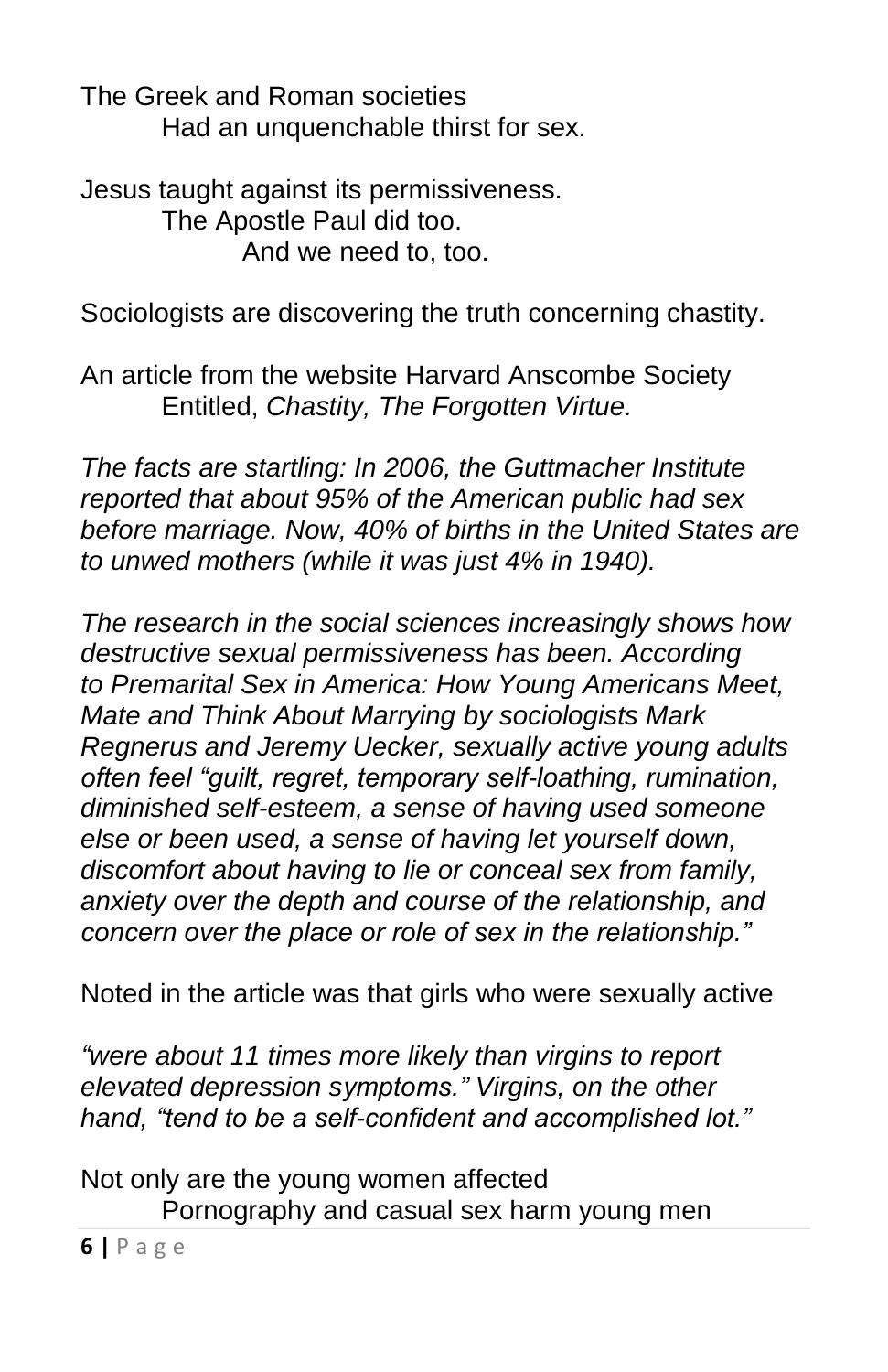The Greek and Roman societies
Had an unquenchable thirst for sex.

Jesus taught against its permissiveness.
The Apostle Paul did too.
And we need to, too.

Sociologists are discovering the truth concerning chastity.

An article from the website Harvard Anscombe Society
Entitled, *Chastity, The Forgotten Virtue.*

*The facts are startling: In 2006, the Guttmacher Institute reported that about 95% of the American public had sex before marriage. Now, 40% of births in the United States are to unwed mothers (while it was just 4% in 1940).*

*The research in the social sciences increasingly shows how destructive sexual permissiveness has been. According to Premarital Sex in America: How Young Americans Meet, Mate and Think About Marrying by sociologists Mark Regnerus and Jeremy Uecker, sexually active young adults often feel "guilt, regret, temporary self-loathing, rumination, diminished self-esteem, a sense of having used someone else or been used, a sense of having let yourself down, discomfort about having to lie or conceal sex from family, anxiety over the depth and course of the relationship, and concern over the place or role of sex in the relationship."*

Noted in the article was that girls who were sexually active

*"were about 11 times more likely than virgins to report elevated depression symptoms." Virgins, on the other hand, "tend to be a self-confident and accomplished lot."*

Not only are the young women affected
Pornography and casual sex harm young men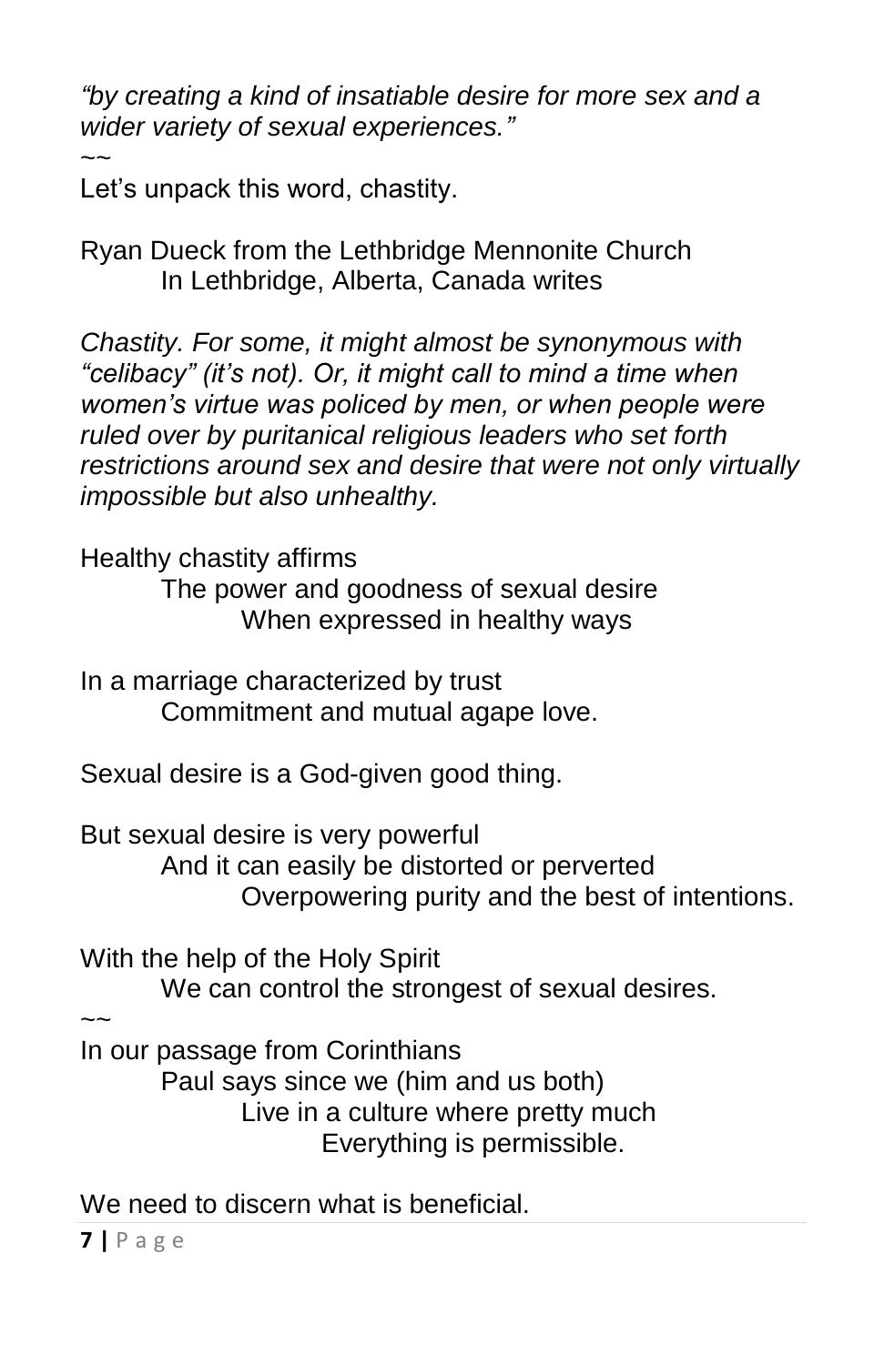*"by creating a kind of insatiable desire for more sex and a wider variety of sexual experiences."*

~~

Let's unpack this word, chastity.

Ryan Dueck from the Lethbridge Mennonite Church
In Lethbridge, Alberta, Canada writes

*Chastity. For some, it might almost be synonymous with "celibacy" (it's not). Or, it might call to mind a time when women's virtue was policed by men, or when people were ruled over by puritanical religious leaders who set forth restrictions around sex and desire that were not only virtually impossible but also unhealthy.*

Healthy chastity affirms
The power and goodness of sexual desire
When expressed in healthy ways

In a marriage characterized by trust
Commitment and mutual agape love.

Sexual desire is a God-given good thing.

But sexual desire is very powerful
And it can easily be distorted or perverted
Overpowering purity and the best of intentions.

With the help of the Holy Spirit
We can control the strongest of sexual desires.

~~

In our passage from Corinthians
Paul says since we (him and us both)
Live in a culture where pretty much
Everything is permissible.

We need to discern what is beneficial.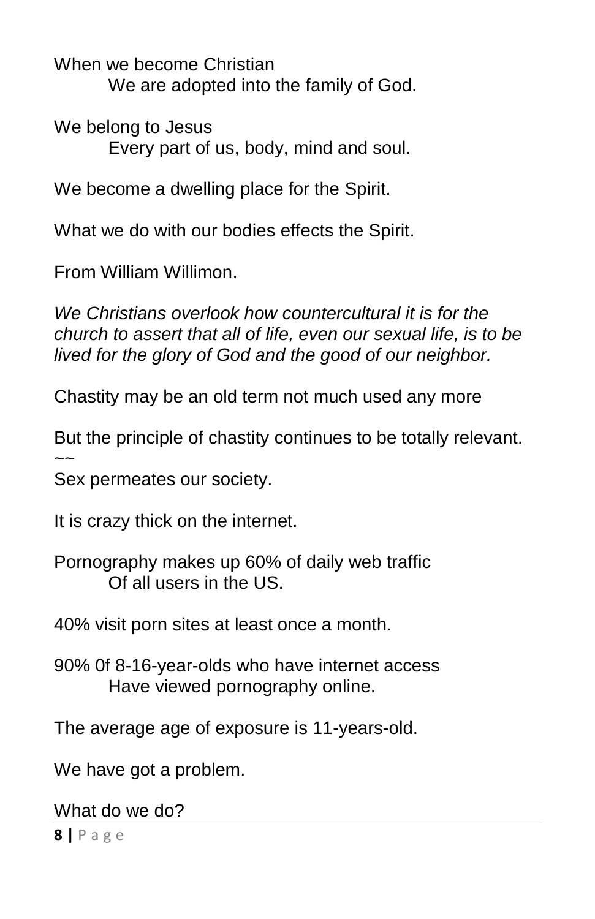When we become Christian
We are adopted into the family of God.

We belong to Jesus
Every part of us, body, mind and soul.

We become a dwelling place for the Spirit.

What we do with our bodies effects the Spirit.

From William Willimon.

*We Christians overlook how countercultural it is for the church to assert that all of life, even our sexual life, is to be lived for the glory of God and the good of our neighbor.*

Chastity may be an old term not much used any more

But the principle of chastity continues to be totally relevant.
~~
Sex permeates our society.

It is crazy thick on the internet.

Pornography makes up 60% of daily web traffic
Of all users in the US.

40% visit porn sites at least once a month.

90% 0f 8-16-year-olds who have internet access
Have viewed pornography online.

The average age of exposure is 11-years-old.

We have got a problem.

What do we do?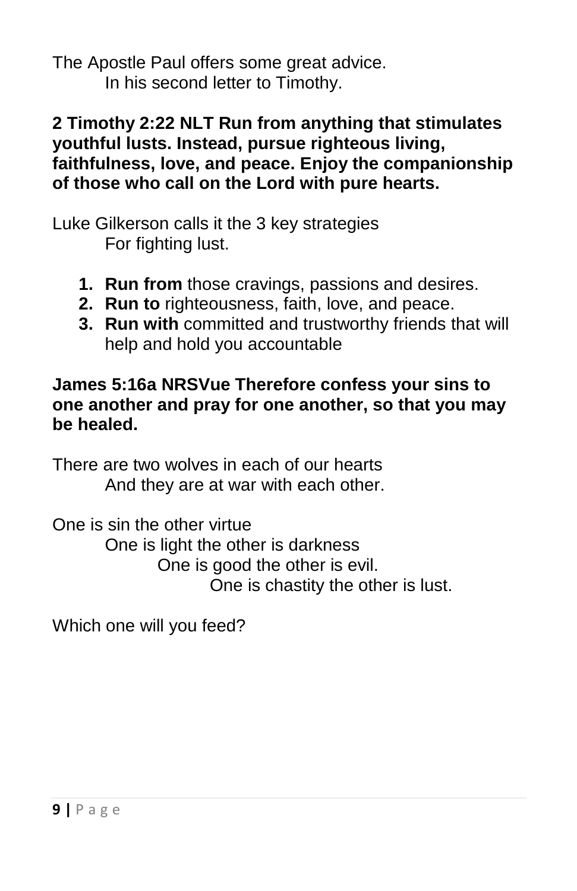The Apostle Paul offers some great advice.
In his second letter to Timothy.

**2 Timothy 2:22 NLT Run from anything that stimulates youthful lusts. Instead, pursue righteous living, faithfulness, love, and peace. Enjoy the companionship of those who call on the Lord with pure hearts.**

Luke Gilkerson calls it the 3 key strategies
For fighting lust.

1. **Run from** those cravings, passions and desires.
2. **Run to** righteousness, faith, love, and peace.
3. **Run with** committed and trustworthy friends that will help and hold you accountable

**James 5:16a NRSVue Therefore confess your sins to one another and pray for one another, so that you may be healed.**

There are two wolves in each of our hearts
And they are at war with each other.

One is sin the other virtue
One is light the other is darkness
One is good the other is evil.
One is chastity the other is lust.

Which one will you feed?